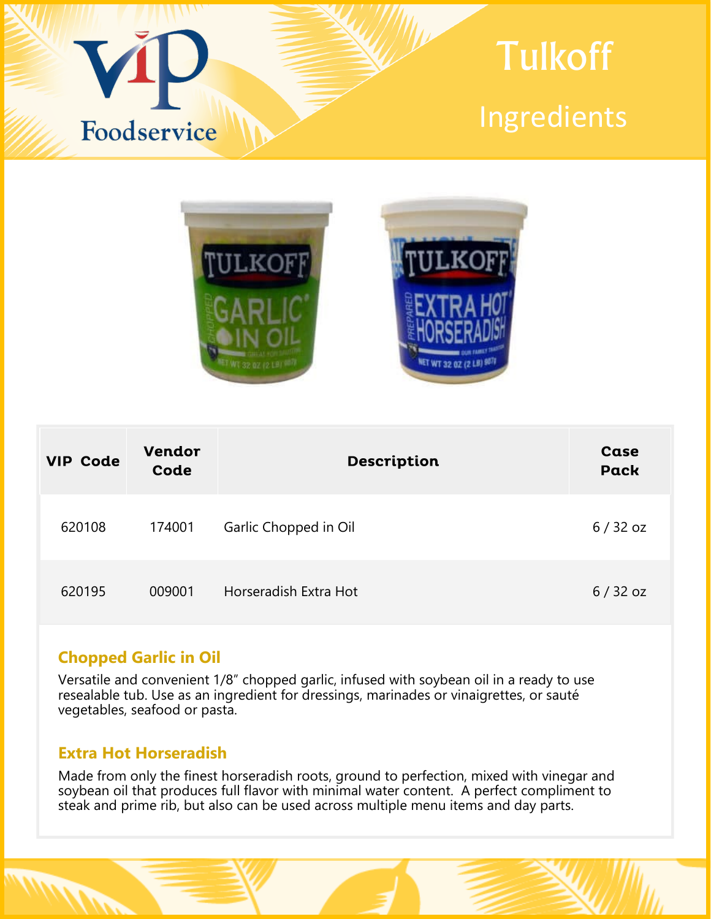# Tulkoff

## Ingredients

| VIP Code | Vendor Code | Description | Case Pack |
|---|---|---|---|
| 620108 | 174001 | Garlic Chopped in Oil | 6 / 32 oz |
| 620195 | 009001 | Horseradish Extra Hot | 6 / 32 oz |

### Chopped Garlic in Oil

Versatile and convenient 1/8" chopped garlic, infused with soybean oil in a ready to use resealable tub. Use as an ingredient for dressings, marinades or vinaigrettes, or sauté vegetables, seafood or pasta.

### Extra Hot Horseradish

Made from only the finest horseradish roots, ground to perfection, mixed with vinegar and soybean oil that produces full flavor with minimal water content. A perfect compliment to steak and prime rib, but also can be used across multiple menu items and day parts.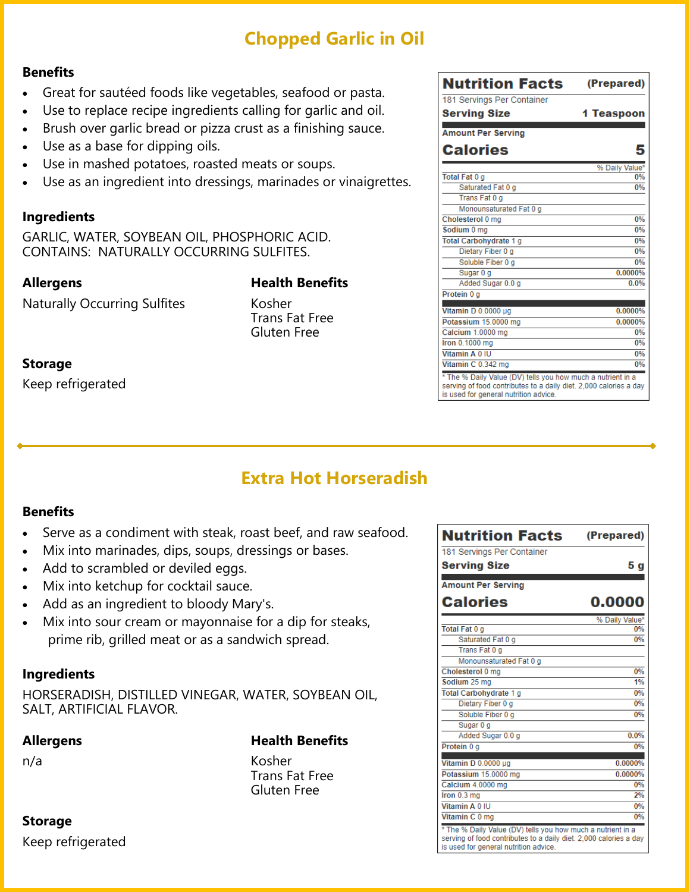## Chopped Garlic in Oil

### Benefits

- Great for sautéed foods like vegetables, seafood or pasta.
- Use to replace recipe ingredients calling for garlic and oil.
- Brush over garlic bread or pizza crust as a finishing sauce.
- Use as a base for dipping oils.
- Use in mashed potatoes, roasted meats or soups.
- Use as an ingredient into dressings, marinades or vinaigrettes.

### Ingredients

GARLIC, WATER, SOYBEAN OIL, PHOSPHORIC ACID.
CONTAINS: NATURALLY OCCURRING SULFITES.

### Allergens

Naturally Occurring Sulfites

### Health Benefits

Kosher
Trans Fat Free
Gluten Free

### Storage

Keep refrigerated

**Nutrition Facts** (Prepared)

181 Servings Per Container

**Serving Size** 1 Teaspoon

| Amount Per Serving | |
|---|---|
| **Calories** | **5** |
| | % Daily Value* |
| Total Fat 0 g | 0% |
| Saturated Fat 0 g | 0% |
| Trans Fat 0 g | |
| Monounsaturated Fat 0 g | |
| Cholesterol 0 mg | 0% |
| Sodium 0 mg | 0% |
| Total Carbohydrate 1 g | 0% |
| Dietary Fiber 0 g | 0% |
| Soluble Fiber 0 g | 0% |
| Sugar 0 g | 0.0000% |
| Added Sugar 0.0 g | 0.0% |
| Protein 0 g | |
| Vitamin D 0.0000 µg | 0.0000% |
| Potassium 15.0000 mg | 0.0000% |
| Calcium 1.0000 mg | 0% |
| Iron 0.1000 mg | 0% |
| Vitamin A 0 IU | 0% |
| Vitamin C 0.342 mg | 0% |

* The % Daily Value (DV) tells you how much a nutrient in a serving of food contributes to a daily diet. 2,000 calories a day is used for general nutrition advice.

## Extra Hot Horseradish

### Benefits

- Serve as a condiment with steak, roast beef, and raw seafood.
- Mix into marinades, dips, soups, dressings or bases.
- Add to scrambled or deviled eggs.
- Mix into ketchup for cocktail sauce.
- Add as an ingredient to bloody Mary's.
- Mix into sour cream or mayonnaise for a dip for steaks, prime rib, grilled meat or as a sandwich spread.

### Ingredients

HORSERADISH, DISTILLED VINEGAR, WATER, SOYBEAN OIL, SALT, ARTIFICIAL FLAVOR.

### Allergens

n/a

### Health Benefits

Kosher
Trans Fat Free
Gluten Free

### Storage

Keep refrigerated

**Nutrition Facts** (Prepared)

181 Servings Per Container

**Serving Size** 5 g

| Amount Per Serving | |
|---|---|
| **Calories** | **0.0000** |
| | % Daily Value* |
| Total Fat 0 g | 0% |
| Saturated Fat 0 g | 0% |
| Trans Fat 0 g | |
| Monounsaturated Fat 0 g | |
| Cholesterol 0 mg | 0% |
| Sodium 25 mg | 1% |
| Total Carbohydrate 1 g | 0% |
| Dietary Fiber 0 g | 0% |
| Soluble Fiber 0 g | 0% |
| Sugar 0 g | |
| Added Sugar 0.0 g | 0.0% |
| Protein 0 g | 0% |
| Vitamin D 0.0000 µg | 0.0000% |
| Potassium 15.0000 mg | 0.0000% |
| Calcium 4.0000 mg | 0% |
| Iron 0.3 mg | 2% |
| Vitamin A 0 IU | 0% |
| Vitamin C 0 mg | 0% |

* The % Daily Value (DV) tells you how much a nutrient in a serving of food contributes to a daily diet. 2,000 calories a day is used for general nutrition advice.